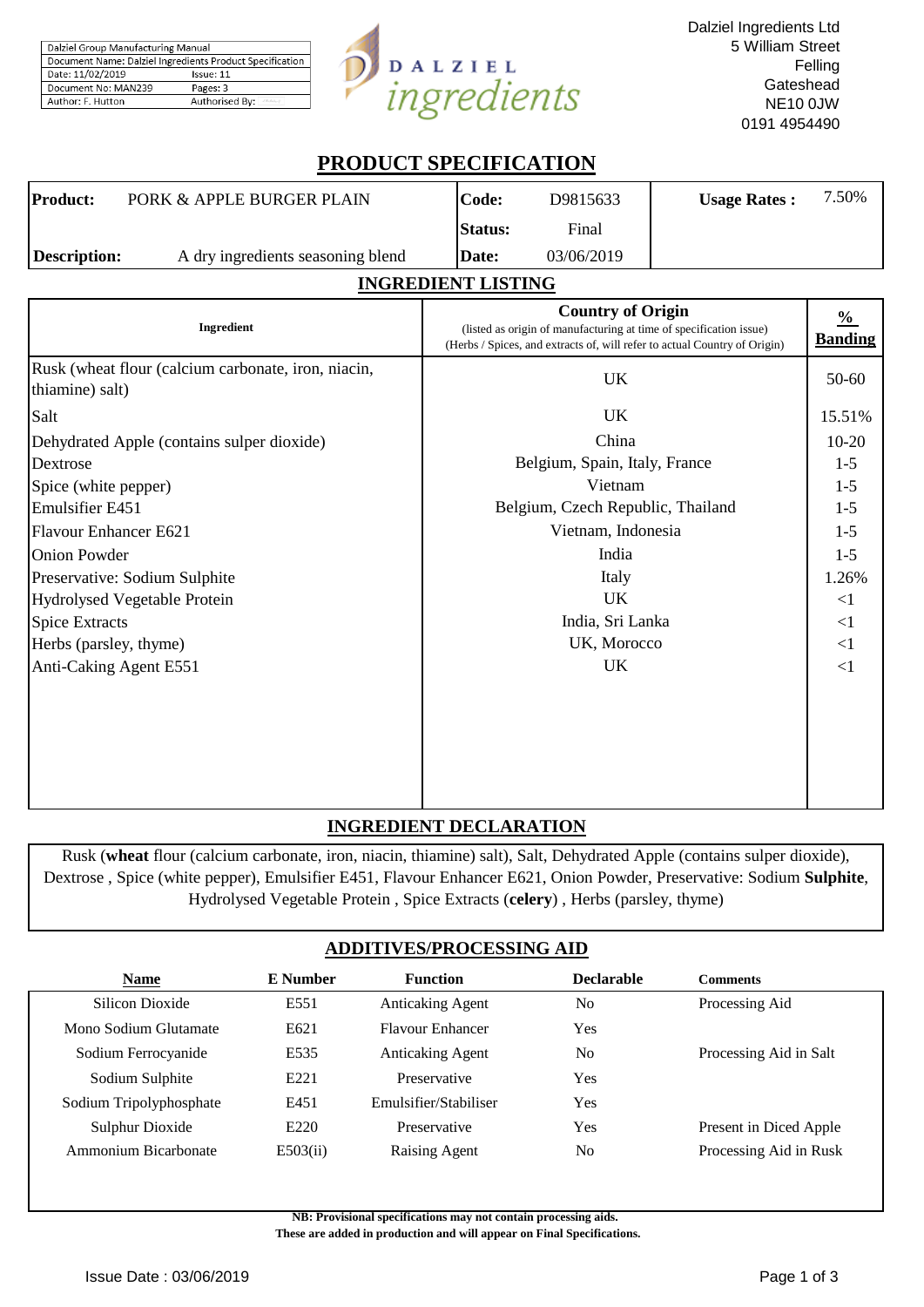| Dalziel Group Manufacturing Manual | |
|---|---|
| Document Name: Dalziel Ingredients Product Specification | |
| Date: 11/02/2019 | Issue: 11 |
| Document No: MAN239 | Pages: 3 |
| Author: F. Hutton | Authorised By: |

DALZIEL ingredients

Dalziel Ingredients Ltd
5 William Street
Felling
Gateshead
NE10 0JW
0191 4954490

# PRODUCT SPECIFICATION

| | | | | |
|---|---|---|---|---|
| **Product:** PORK & APPLE BURGER PLAIN | **Code:** | D9815633 | **Usage Rates :** | 7.50% |
| | **Status:** | Final | | |
| **Description:** A dry ingredients seasoning blend | **Date:** | 03/06/2019 | | |

## INGREDIENT LISTING

| Ingredient | Country of Origin (listed as origin of manufacturing at time of specification issue) (Herbs / Spices, and extracts of, will refer to actual Country of Origin) | % Banding |
|---|---|---|
| Rusk (wheat flour (calcium carbonate, iron, niacin, thiamine) salt) | UK | 50-60 |
| Salt | UK | 15.51% |
| Dehydrated Apple (contains sulper dioxide) | China | 10-20 |
| Dextrose | Belgium, Spain, Italy, France | 1-5 |
| Spice (white pepper) | Vietnam | 1-5 |
| Emulsifier E451 | Belgium, Czech Republic, Thailand | 1-5 |
| Flavour Enhancer E621 | Vietnam, Indonesia | 1-5 |
| Onion Powder | India | 1-5 |
| Preservative: Sodium Sulphite | Italy | 1.26% |
| Hydrolysed Vegetable Protein | UK | <1 |
| Spice Extracts | India, Sri Lanka | <1 |
| Herbs (parsley, thyme) | UK, Morocco | <1 |
| Anti-Caking Agent E551 | UK | <1 |

## INGREDIENT DECLARATION

Rusk (**wheat** flour (calcium carbonate, iron, niacin, thiamine) salt), Salt, Dehydrated Apple (contains sulper dioxide), Dextrose , Spice (white pepper), Emulsifier E451, Flavour Enhancer E621, Onion Powder, Preservative: Sodium **Sulphite**, Hydrolysed Vegetable Protein , Spice Extracts (**celery**) , Herbs (parsley, thyme)

## ADDITIVES/PROCESSING AID

| Name | E Number | Function | Declarable | Comments |
|---|---|---|---|---|
| Silicon Dioxide | E551 | Anticaking Agent | No | Processing Aid |
| Mono Sodium Glutamate | E621 | Flavour Enhancer | Yes | |
| Sodium Ferrocyanide | E535 | Anticaking Agent | No | Processing Aid in Salt |
| Sodium Sulphite | E221 | Preservative | Yes | |
| Sodium Tripolyphosphate | E451 | Emulsifier/Stabiliser | Yes | |
| Sulphur Dioxide | E220 | Preservative | Yes | Present in Diced Apple |
| Ammonium Bicarbonate | E503(ii) | Raising Agent | No | Processing Aid in Rusk |

**NB: Provisional specifications may not contain processing aids.**
**These are added in production and will appear on Final Specifications.**

Issue Date : 03/06/2019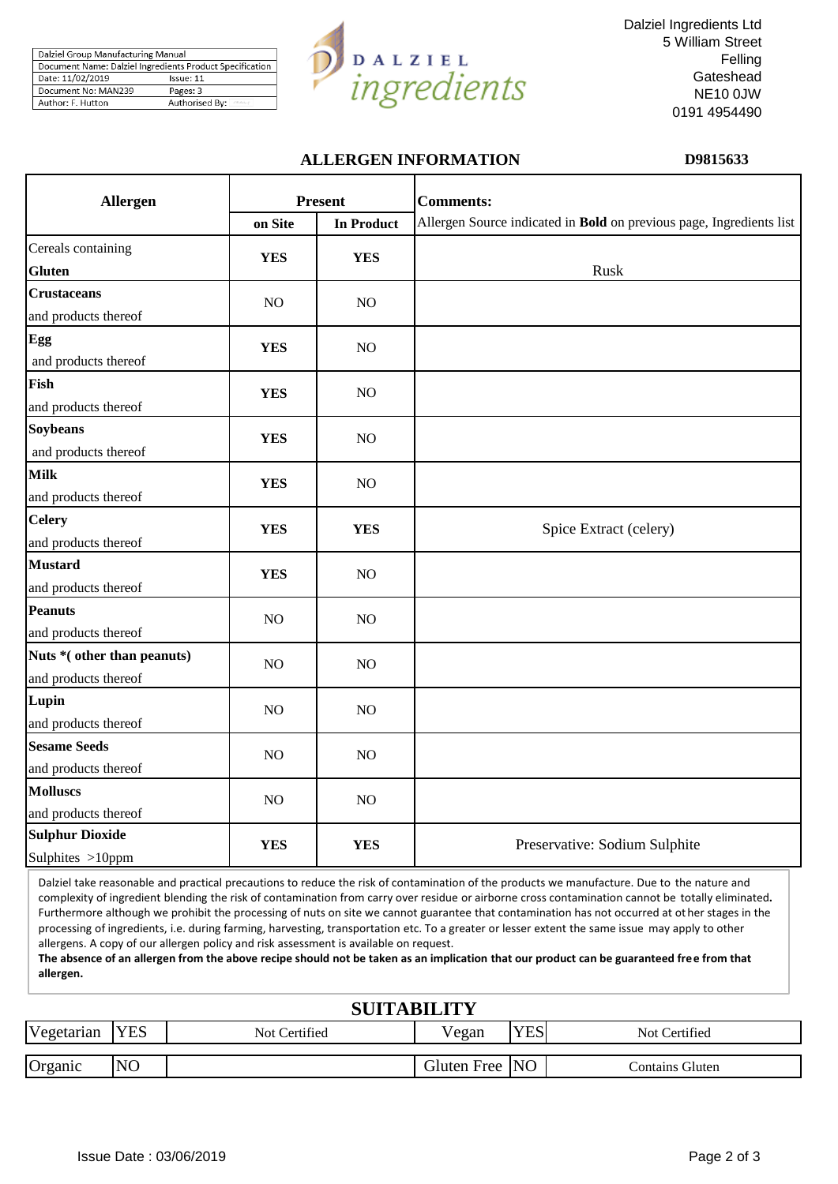| Dalziel Group Manufacturing Manual | |
|---|---|
| Document Name: Dalziel Ingredients Product Specification | |
| Date: 11/02/2019 | Issue: 11 |
| Document No: MAN239 | Pages: 3 |
| Author: F. Hutton | Authorised By: |

DALZIEL *ingredients*

Dalziel Ingredients Ltd
5 William Street
Felling
Gateshead
NE10 0JW
0191 4954490

## ALLERGEN INFORMATION

**D9815633**

| **Allergen** | **Present** | | **Comments:** |
|---|---|---|---|
| | **on Site** | **In Product** | Allergen Source indicated in **Bold** on previous page, Ingredients list |
| Cereals containing **Gluten** | **YES** | **YES** | Rusk |
| **Crustaceans** and products thereof | NO | NO | |
| **Egg** and products thereof | **YES** | NO | |
| **Fish** and products thereof | **YES** | NO | |
| **Soybeans** and products thereof | **YES** | NO | |
| **Milk** and products thereof | **YES** | NO | |
| **Celery** and products thereof | **YES** | **YES** | Spice Extract (celery) |
| **Mustard** and products thereof | **YES** | NO | |
| **Peanuts** and products thereof | NO | NO | |
| **Nuts *( other than peanuts)** and products thereof | NO | NO | |
| **Lupin** and products thereof | NO | NO | |
| **Sesame Seeds** and products thereof | NO | NO | |
| **Molluscs** and products thereof | NO | NO | |
| **Sulphur Dioxide** Sulphites >10ppm | **YES** | **YES** | Preservative: Sodium Sulphite |

Dalziel take reasonable and practical precautions to reduce the risk of contamination of the products we manufacture. Due to the nature and complexity of ingredient blending the risk of contamination from carry over residue or airborne cross contamination cannot be totally eliminated. Furthermore although we prohibit the processing of nuts on site we cannot guarantee that contamination has not occurred at other stages in the processing of ingredients, i.e. during farming, harvesting, transportation etc. To a greater or lesser extent the same issue may apply to other allergens. A copy of our allergen policy and risk assessment is available on request.
**The absence of an allergen from the above recipe should not be taken as an implication that our product can be guaranteed free from that allergen.**

## SUITABILITY

| Vegetarian | YES | Not Certified | Vegan | YES | Not Certified |
|---|---|---|---|---|---|
| Organic | NO | | Gluten Free | NO | Contains Gluten |

Issue Date : 03/06/2019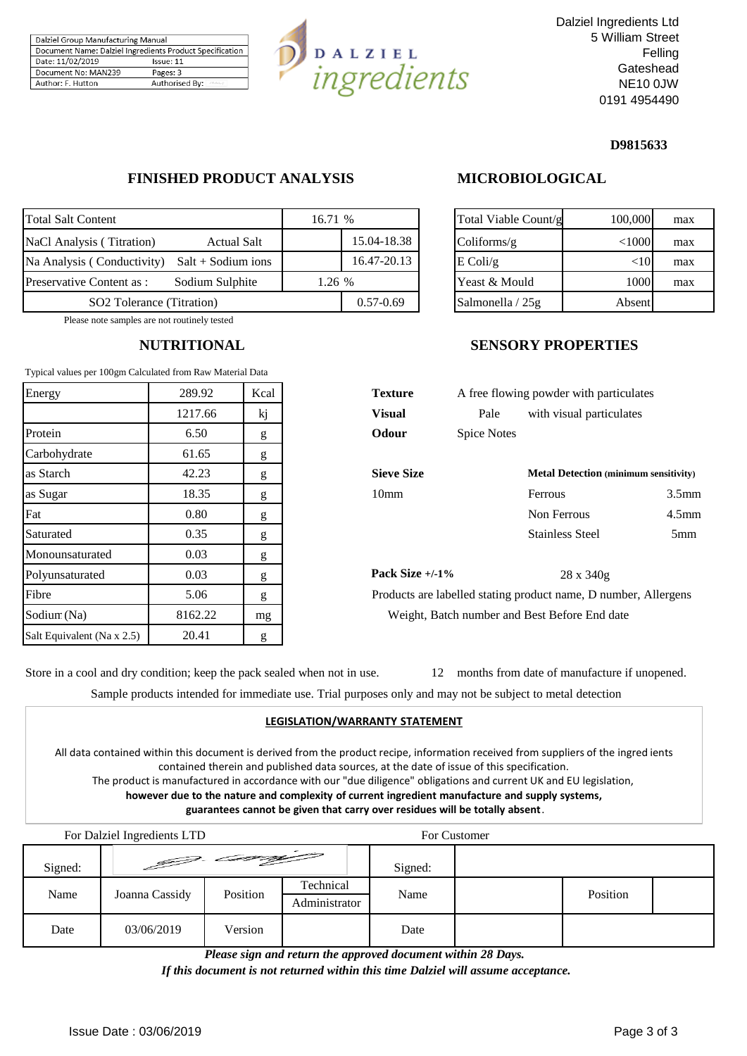| | |
|---|---|
| Dalziel Group Manufacturing Manual | |
| Document Name: Dalziel Ingredients Product Specification | |
| Date: 11/02/2019 | Issue: 11 |
| Document No: MAN239 | Pages: 3 |
| Author: F. Hutton | Authorised By: |

DALZIEL ingredients

Dalziel Ingredients Ltd
5 William Street
Felling
Gateshead
NE10 0JW
0191 4954490

**D9815633**

## FINISHED PRODUCT ANALYSIS

| | | | |
|---|---|---|---|
| Total Salt Content | | 16.71 % | |
| NaCl Analysis ( Titration) | Actual Salt | | 15.04-18.38 |
| Na Analysis ( Conductivity) | Salt + Sodium ions | | 16.47-20.13 |
| Preservative Content as : | Sodium Sulphite | 1.26 % | |
| SO2 Tolerance (Titration) | | | 0.57-0.69 |

Please note samples are not routinely tested

## MICROBIOLOGICAL

| | | |
|---|---|---|
| Total Viable Count/g | 100,000 | max |
| Coliforms/g | <1000 | max |
| E Coli/g | <10 | max |
| Yeast & Mould | 1000 | max |
| Salmonella / 25g | Absent | |

## NUTRITIONAL

Typical values per 100gm Calculated from Raw Material Data

| | | |
|---|---|---|
| Energy | 289.92 | Kcal |
| | 1217.66 | kj |
| Protein | 6.50 | g |
| Carbohydrate | 61.65 | g |
| as Starch | 42.23 | g |
| as Sugar | 18.35 | g |
| Fat | 0.80 | g |
| Saturated | 0.35 | g |
| Monounsaturated | 0.03 | g |
| Polyunsaturated | 0.03 | g |
| Fibre | 5.06 | g |
| Sodium (Na) | 8162.22 | mg |
| Salt Equivalent (Na x 2.5) | 20.41 | g |

## SENSORY PROPERTIES

**Texture** A free flowing powder with particulates

**Visual** Pale with visual particulates

**Odour** Spice Notes

**Sieve Size**
10mm

**Metal Detection (minimum sensitivity)**

| | |
|---|---|
| Ferrous | 3.5mm |
| Non Ferrous | 4.5mm |
| Stainless Steel | 5mm |

**Pack Size +/-1%** 28 x 340g

Products are labelled stating product name, D number, Allergens Weight, Batch number and Best Before End date

Store in a cool and dry condition; keep the pack sealed when not in use. 12 months from date of manufacture if unopened.

Sample products intended for immediate use. Trial purposes only and may not be subject to metal detection

**LEGISLATION/WARRANTY STATEMENT**

All data contained within this document is derived from the product recipe, information received from suppliers of the ingred ients contained therein and published data sources, at the date of issue of this specification.
The product is manufactured in accordance with our "due diligence" obligations and current UK and EU legislation,
**however due to the nature and complexity of current ingredient manufacture and supply systems, guarantees cannot be given that carry over residues will be totally absent**.

| For Dalziel Ingredients LTD | | | | For Customer | | | |
|---|---|---|---|---|---|---|---|
| Signed: | | | | Signed: | | | |
| Name | Joanna Cassidy | Position | Technical Administrator | Name | | Position | |
| Date | 03/06/2019 | Version | | Date | | | |

***Please sign and return the approved document within 28 Days.***
***If this document is not returned within this time Dalziel will assume acceptance.***

Issue Date : 03/06/2019